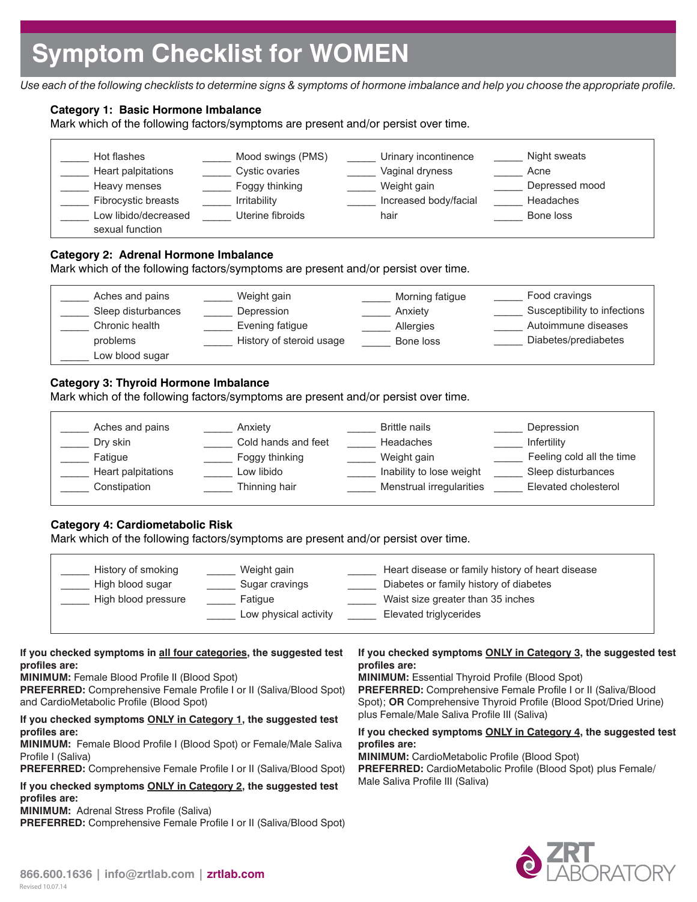# Symptom Checklist for WOMEN

*Use each of the following checklists to determine signs & symptoms of hormone imbalance and help you choose the appropriate profile.*

### Category 1: Basic Hormone Imbalance

Mark which of the following factors/symptoms are present and/or persist over time.

| | | | |
|---|---|---|---|
| _____ Hot flashes | _____ Mood swings (PMS) | _____ Urinary incontinence | _____ Night sweats |
| _____ Heart palpitations | _____ Cystic ovaries | _____ Vaginal dryness | _____ Acne |
| _____ Heavy menses | _____ Foggy thinking | _____ Weight gain | _____ Depressed mood |
| _____ Fibrocystic breasts | _____ Irritability | _____ Increased body/facial hair | _____ Headaches |
| _____ Low libido/decreased sexual function | _____ Uterine fibroids | | _____ Bone loss |

### Category 2: Adrenal Hormone Imbalance

Mark which of the following factors/symptoms are present and/or persist over time.

| | | | |
|---|---|---|---|
| _____ Aches and pains | _____ Weight gain | _____ Morning fatigue | _____ Food cravings |
| _____ Sleep disturbances | _____ Depression | _____ Anxiety | _____ Susceptibility to infections |
| _____ Chronic health problems | _____ Evening fatigue | _____ Allergies | _____ Autoimmune diseases |
| _____ Low blood sugar | _____ History of steroid usage | _____ Bone loss | _____ Diabetes/prediabetes |

### Category 3: Thyroid Hormone Imbalance

Mark which of the following factors/symptoms are present and/or persist over time.

| | | | |
|---|---|---|---|
| _____ Aches and pains | _____ Anxiety | _____ Brittle nails | _____ Depression |
| _____ Dry skin | _____ Cold hands and feet | _____ Headaches | _____ Infertility |
| _____ Fatigue | _____ Foggy thinking | _____ Weight gain | _____ Feeling cold all the time |
| _____ Heart palpitations | _____ Low libido | _____ Inability to lose weight | _____ Sleep disturbances |
| _____ Constipation | _____ Thinning hair | _____ Menstrual irregularities | _____ Elevated cholesterol |

### Category 4: Cardiometabolic Risk

Mark which of the following factors/symptoms are present and/or persist over time.

| | | |
|---|---|---|
| _____ History of smoking | _____ Weight gain | _____ Heart disease or family history of heart disease |
| _____ High blood sugar | _____ Sugar cravings | _____ Diabetes or family history of diabetes |
| _____ High blood pressure | _____ Fatigue | _____ Waist size greater than 35 inches |
| | _____ Low physical activity | _____ Elevated triglycerides |

**If you checked symptoms in all four categories, the suggested test profiles are:**
**MINIMUM:** Female Blood Profile II (Blood Spot)
**PREFERRED:** Comprehensive Female Profile I or II (Saliva/Blood Spot) and CardioMetabolic Profile (Blood Spot)

**If you checked symptoms ONLY in Category 1, the suggested test profiles are:**
**MINIMUM:** Female Blood Profile I (Blood Spot) or Female/Male Saliva Profile I (Saliva)
**PREFERRED:** Comprehensive Female Profile I or II (Saliva/Blood Spot)

**If you checked symptoms ONLY in Category 2, the suggested test profiles are:**
**MINIMUM:** Adrenal Stress Profile (Saliva)
**PREFERRED:** Comprehensive Female Profile I or II (Saliva/Blood Spot)

**If you checked symptoms ONLY in Category 3, the suggested test profiles are:**
**MINIMUM:** Essential Thyroid Profile (Blood Spot)
**PREFERRED:** Comprehensive Female Profile I or II (Saliva/Blood Spot); **OR** Comprehensive Thyroid Profile (Blood Spot/Dried Urine) plus Female/Male Saliva Profile III (Saliva)

**If you checked symptoms ONLY in Category 4, the suggested test profiles are:**
**MINIMUM:** CardioMetabolic Profile (Blood Spot)
**PREFERRED:** CardioMetabolic Profile (Blood Spot) plus Female/Male Saliva Profile III (Saliva)

866.600.1636 | info@zrtlab.com | zrtlab.com

Revised 10.07.14

ZRT LABORATORY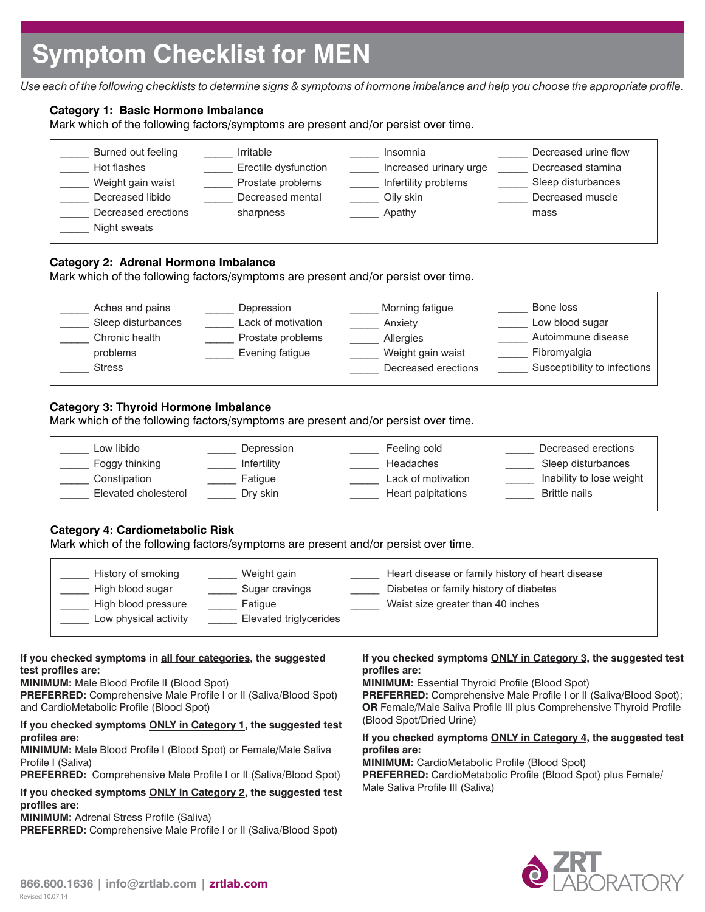# Symptom Checklist for MEN

*Use each of the following checklists to determine signs & symptoms of hormone imbalance and help you choose the appropriate profile.*

### Category 1: Basic Hormone Imbalance

Mark which of the following factors/symptoms are present and/or persist over time.

| | | | |
|---|---|---|---|
| _____ Burned out feeling | _____ Irritable | _____ Insomnia | _____ Decreased urine flow |
| _____ Hot flashes | _____ Erectile dysfunction | _____ Increased urinary urge | _____ Decreased stamina |
| _____ Weight gain waist | _____ Prostate problems | _____ Infertility problems | _____ Sleep disturbances |
| _____ Decreased libido | _____ Decreased mental sharpness | _____ Oily skin | _____ Decreased muscle mass |
| _____ Decreased erections | | _____ Apathy | |
| _____ Night sweats | | | |

### Category 2: Adrenal Hormone Imbalance

Mark which of the following factors/symptoms are present and/or persist over time.

| | | | |
|---|---|---|---|
| _____ Aches and pains | _____ Depression | _____ Morning fatigue | _____ Bone loss |
| _____ Sleep disturbances | _____ Lack of motivation | _____ Anxiety | _____ Low blood sugar |
| _____ Chronic health problems | _____ Prostate problems | _____ Allergies | _____ Autoimmune disease |
| _____ Stress | _____ Evening fatigue | _____ Weight gain waist | _____ Fibromyalgia |
| | | _____ Decreased erections | _____ Susceptibility to infections |

### Category 3: Thyroid Hormone Imbalance

Mark which of the following factors/symptoms are present and/or persist over time.

| | | | |
|---|---|---|---|
| _____ Low libido | _____ Depression | _____ Feeling cold | _____ Decreased erections |
| _____ Foggy thinking | _____ Infertility | _____ Headaches | _____ Sleep disturbances |
| _____ Constipation | _____ Fatigue | _____ Lack of motivation | _____ Inability to lose weight |
| _____ Elevated cholesterol | _____ Dry skin | _____ Heart palpitations | _____ Brittle nails |

### Category 4: Cardiometabolic Risk

Mark which of the following factors/symptoms are present and/or persist over time.

| | | |
|---|---|---|
| _____ History of smoking | _____ Weight gain | _____ Heart disease or family history of heart disease |
| _____ High blood sugar | _____ Sugar cravings | _____ Diabetes or family history of diabetes |
| _____ High blood pressure | _____ Fatigue | _____ Waist size greater than 40 inches |
| _____ Low physical activity | _____ Elevated triglycerides | |

**If you checked symptoms in all four categories, the suggested test profiles are:**
**MINIMUM:** Male Blood Profile II (Blood Spot)
**PREFERRED:** Comprehensive Male Profile I or II (Saliva/Blood Spot) and CardioMetabolic Profile (Blood Spot)

**If you checked symptoms ONLY in Category 1, the suggested test profiles are:**
**MINIMUM:** Male Blood Profile I (Blood Spot) or Female/Male Saliva Profile I (Saliva)
**PREFERRED:** Comprehensive Male Profile I or II (Saliva/Blood Spot)

**If you checked symptoms ONLY in Category 2, the suggested test profiles are:**
**MINIMUM:** Adrenal Stress Profile (Saliva)
**PREFERRED:** Comprehensive Male Profile I or II (Saliva/Blood Spot)

**If you checked symptoms ONLY in Category 3, the suggested test profiles are:**
**MINIMUM:** Essential Thyroid Profile (Blood Spot)
**PREFERRED:** Comprehensive Male Profile I or II (Saliva/Blood Spot); **OR** Female/Male Saliva Profile III plus Comprehensive Thyroid Profile (Blood Spot/Dried Urine)

**If you checked symptoms ONLY in Category 4, the suggested test profiles are:**
**MINIMUM:** CardioMetabolic Profile (Blood Spot)
**PREFERRED:** CardioMetabolic Profile (Blood Spot) plus Female/Male Saliva Profile III (Saliva)

866.600.1636 | info@zrtlab.com | zrtlab.com

Revised 10.07.14

ZRT LABORATORY